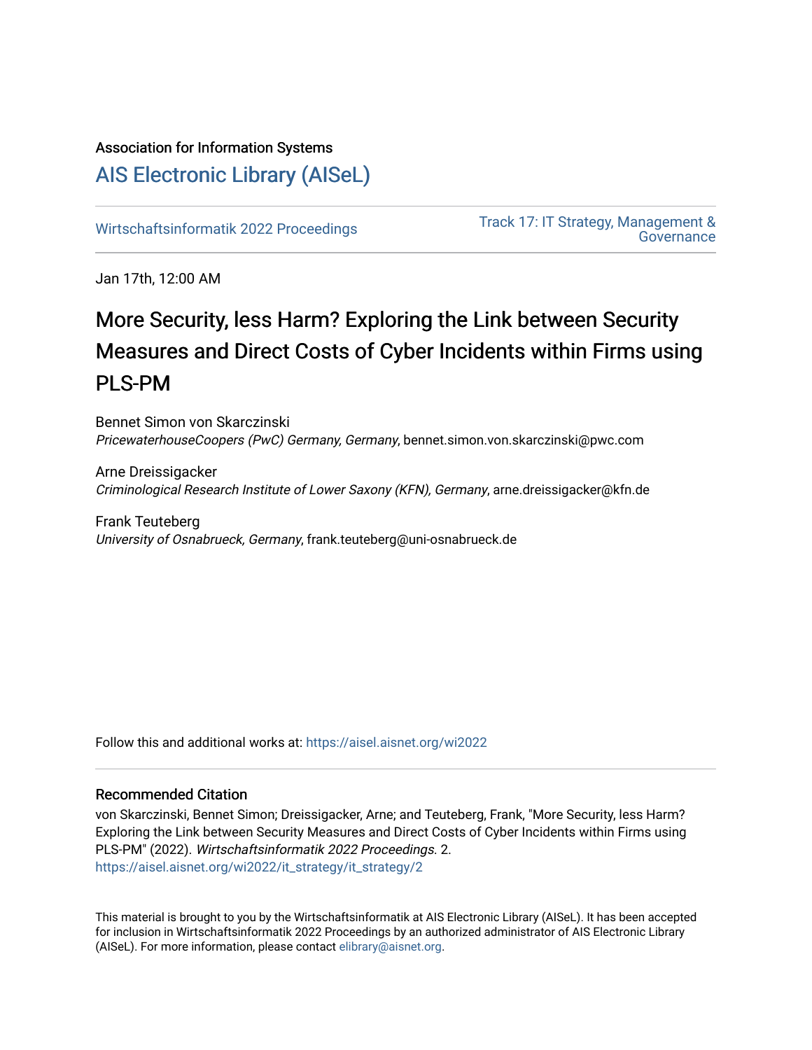Association for Information Systems

# AIS Electronic Library (AISeL)

Wirtschaftsinformatik 2022 Proceedings

Track 17: IT Strategy, Management & Governance

Jan 17th, 12:00 AM

# More Security, less Harm? Exploring the Link between Security Measures and Direct Costs of Cyber Incidents within Firms using PLS-PM

Bennet Simon von Skarczinski
*PricewaterhouseCoopers (PwC) Germany, Germany*, bennet.simon.von.skarczinski@pwc.com

Arne Dreissigacker
*Criminological Research Institute of Lower Saxony (KFN), Germany*, arne.dreissigacker@kfn.de

Frank Teuteberg
*University of Osnabrueck, Germany*, frank.teuteberg@uni-osnabrueck.de

Follow this and additional works at: https://aisel.aisnet.org/wi2022

## Recommended Citation

von Skarczinski, Bennet Simon; Dreissigacker, Arne; and Teuteberg, Frank, "More Security, less Harm? Exploring the Link between Security Measures and Direct Costs of Cyber Incidents within Firms using PLS-PM" (2022). *Wirtschaftsinformatik 2022 Proceedings.* 2.
https://aisel.aisnet.org/wi2022/it_strategy/it_strategy/2

This material is brought to you by the Wirtschaftsinformatik at AIS Electronic Library (AISeL). It has been accepted for inclusion in Wirtschaftsinformatik 2022 Proceedings by an authorized administrator of AIS Electronic Library (AISeL). For more information, please contact elibrary@aisnet.org.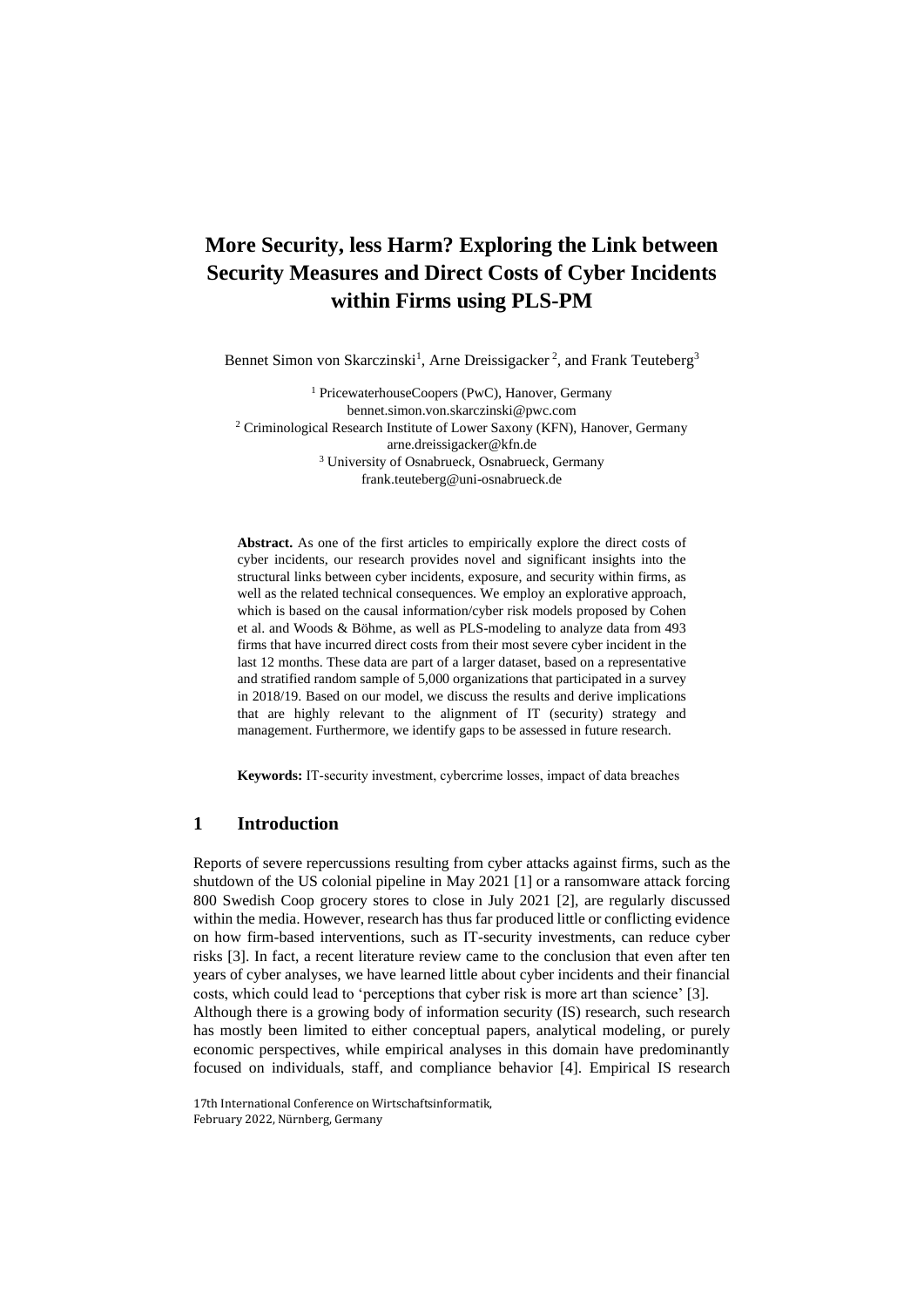# More Security, less Harm? Exploring the Link between Security Measures and Direct Costs of Cyber Incidents within Firms using PLS-PM

Bennet Simon von Skarczinski[1], Arne Dreissigacker[2], and Frank Teuteberg[3]

[1] PricewaterhouseCoopers (PwC), Hanover, Germany
bennet.simon.von.skarczinski@pwc.com
[2] Criminological Research Institute of Lower Saxony (KFN), Hanover, Germany
arne.dreissigacker@kfn.de
[3] University of Osnabrueck, Osnabrueck, Germany
frank.teuteberg@uni-osnabrueck.de

**Abstract.** As one of the first articles to empirically explore the direct costs of cyber incidents, our research provides novel and significant insights into the structural links between cyber incidents, exposure, and security within firms, as well as the related technical consequences. We employ an explorative approach, which is based on the causal information/cyber risk models proposed by Cohen et al. and Woods & Böhme, as well as PLS-modeling to analyze data from 493 firms that have incurred direct costs from their most severe cyber incident in the last 12 months. These data are part of a larger dataset, based on a representative and stratified random sample of 5,000 organizations that participated in a survey in 2018/19. Based on our model, we discuss the results and derive implications that are highly relevant to the alignment of IT (security) strategy and management. Furthermore, we identify gaps to be assessed in future research.

**Keywords:** IT-security investment, cybercrime losses, impact of data breaches

## 1 Introduction

Reports of severe repercussions resulting from cyber attacks against firms, such as the shutdown of the US colonial pipeline in May 2021 [1] or a ransomware attack forcing 800 Swedish Coop grocery stores to close in July 2021 [2], are regularly discussed within the media. However, research has thus far produced little or conflicting evidence on how firm-based interventions, such as IT-security investments, can reduce cyber risks [3]. In fact, a recent literature review came to the conclusion that even after ten years of cyber analyses, we have learned little about cyber incidents and their financial costs, which could lead to 'perceptions that cyber risk is more art than science' [3].

Although there is a growing body of information security (IS) research, such research has mostly been limited to either conceptual papers, analytical modeling, or purely economic perspectives, while empirical analyses in this domain have predominantly focused on individuals, staff, and compliance behavior [4]. Empirical IS research

17th International Conference on Wirtschaftsinformatik,
February 2022, Nürnberg, Germany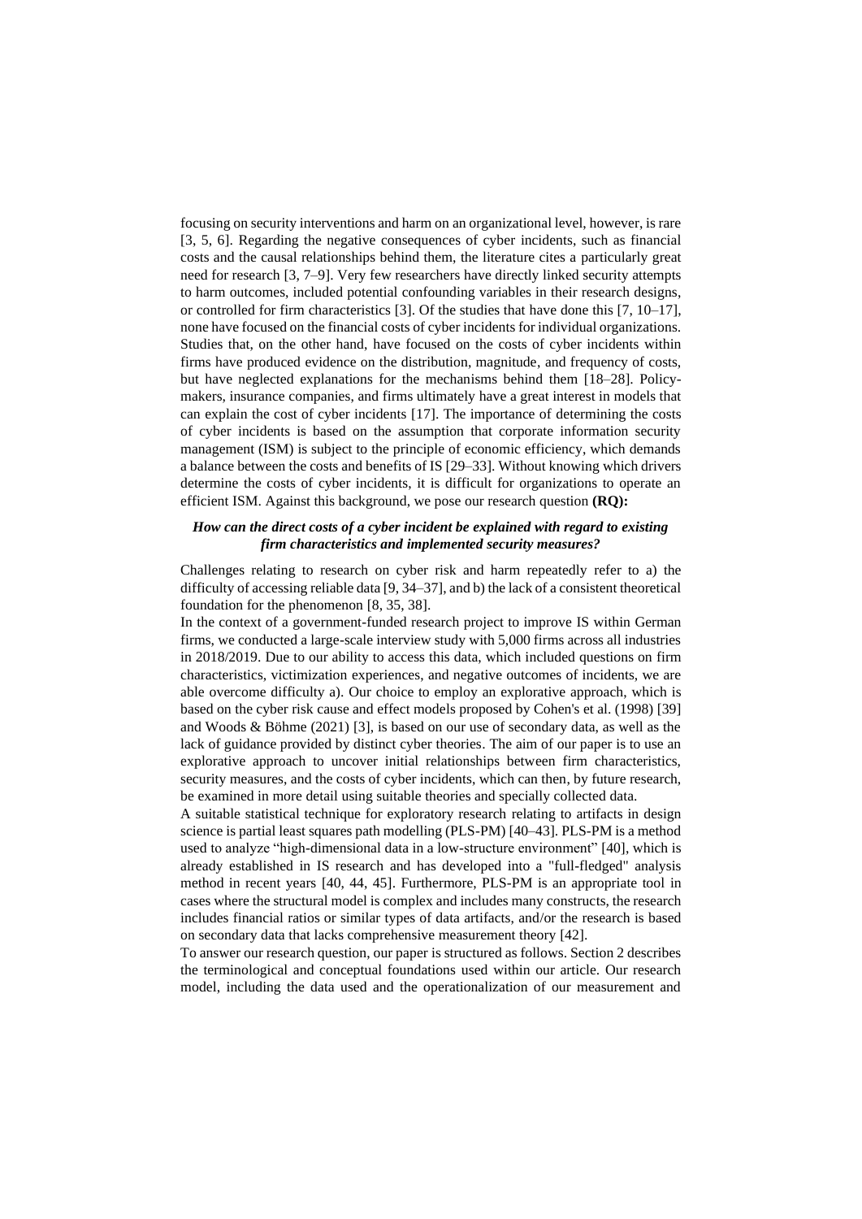focusing on security interventions and harm on an organizational level, however, is rare [3, 5, 6]. Regarding the negative consequences of cyber incidents, such as financial costs and the causal relationships behind them, the literature cites a particularly great need for research [3, 7–9]. Very few researchers have directly linked security attempts to harm outcomes, included potential confounding variables in their research designs, or controlled for firm characteristics [3]. Of the studies that have done this [7, 10–17], none have focused on the financial costs of cyber incidents for individual organizations. Studies that, on the other hand, have focused on the costs of cyber incidents within firms have produced evidence on the distribution, magnitude, and frequency of costs, but have neglected explanations for the mechanisms behind them [18–28]. Policy-makers, insurance companies, and firms ultimately have a great interest in models that can explain the cost of cyber incidents [17]. The importance of determining the costs of cyber incidents is based on the assumption that corporate information security management (ISM) is subject to the principle of economic efficiency, which demands a balance between the costs and benefits of IS [29–33]. Without knowing which drivers determine the costs of cyber incidents, it is difficult for organizations to operate an efficient ISM. Against this background, we pose our research question **(RQ):**

***How can the direct costs of a cyber incident be explained with regard to existing firm characteristics and implemented security measures?***

Challenges relating to research on cyber risk and harm repeatedly refer to a) the difficulty of accessing reliable data [9, 34–37], and b) the lack of a consistent theoretical foundation for the phenomenon [8, 35, 38].

In the context of a government-funded research project to improve IS within German firms, we conducted a large-scale interview study with 5,000 firms across all industries in 2018/2019. Due to our ability to access this data, which included questions on firm characteristics, victimization experiences, and negative outcomes of incidents, we are able overcome difficulty a). Our choice to employ an explorative approach, which is based on the cyber risk cause and effect models proposed by Cohen's et al. (1998) [39] and Woods & Böhme (2021) [3], is based on our use of secondary data, as well as the lack of guidance provided by distinct cyber theories. The aim of our paper is to use an explorative approach to uncover initial relationships between firm characteristics, security measures, and the costs of cyber incidents, which can then, by future research, be examined in more detail using suitable theories and specially collected data.

A suitable statistical technique for exploratory research relating to artifacts in design science is partial least squares path modelling (PLS-PM) [40–43]. PLS-PM is a method used to analyze "high-dimensional data in a low-structure environment" [40], which is already established in IS research and has developed into a "full-fledged" analysis method in recent years [40, 44, 45]. Furthermore, PLS-PM is an appropriate tool in cases where the structural model is complex and includes many constructs, the research includes financial ratios or similar types of data artifacts, and/or the research is based on secondary data that lacks comprehensive measurement theory [42].

To answer our research question, our paper is structured as follows. Section 2 describes the terminological and conceptual foundations used within our article. Our research model, including the data used and the operationalization of our measurement and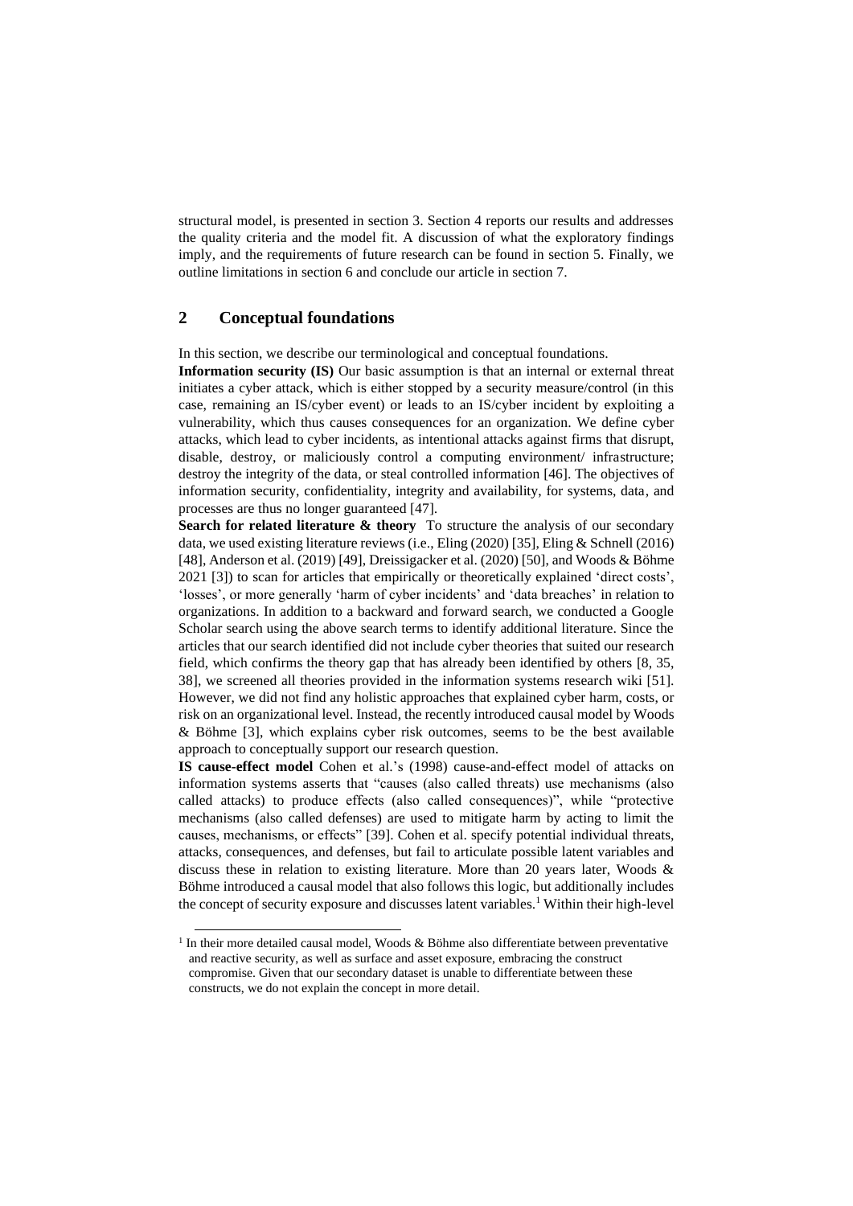structural model, is presented in section 3. Section 4 reports our results and addresses the quality criteria and the model fit. A discussion of what the exploratory findings imply, and the requirements of future research can be found in section 5. Finally, we outline limitations in section 6 and conclude our article in section 7.

## 2 Conceptual foundations

In this section, we describe our terminological and conceptual foundations.

**Information security (IS)** Our basic assumption is that an internal or external threat initiates a cyber attack, which is either stopped by a security measure/control (in this case, remaining an IS/cyber event) or leads to an IS/cyber incident by exploiting a vulnerability, which thus causes consequences for an organization. We define cyber attacks, which lead to cyber incidents, as intentional attacks against firms that disrupt, disable, destroy, or maliciously control a computing environment/ infrastructure; destroy the integrity of the data, or steal controlled information [46]. The objectives of information security, confidentiality, integrity and availability, for systems, data, and processes are thus no longer guaranteed [47].

**Search for related literature & theory** To structure the analysis of our secondary data, we used existing literature reviews (i.e., Eling (2020) [35], Eling & Schnell (2016) [48], Anderson et al. (2019) [49], Dreissigacker et al. (2020) [50], and Woods & Böhme 2021 [3]) to scan for articles that empirically or theoretically explained 'direct costs', 'losses', or more generally 'harm of cyber incidents' and 'data breaches' in relation to organizations. In addition to a backward and forward search, we conducted a Google Scholar search using the above search terms to identify additional literature. Since the articles that our search identified did not include cyber theories that suited our research field, which confirms the theory gap that has already been identified by others [8, 35, 38], we screened all theories provided in the information systems research wiki [51]. However, we did not find any holistic approaches that explained cyber harm, costs, or risk on an organizational level. Instead, the recently introduced causal model by Woods & Böhme [3], which explains cyber risk outcomes, seems to be the best available approach to conceptually support our research question.

**IS cause-effect model** Cohen et al.'s (1998) cause-and-effect model of attacks on information systems asserts that "causes (also called threats) use mechanisms (also called attacks) to produce effects (also called consequences)", while "protective mechanisms (also called defenses) are used to mitigate harm by acting to limit the causes, mechanisms, or effects" [39]. Cohen et al. specify potential individual threats, attacks, consequences, and defenses, but fail to articulate possible latent variables and discuss these in relation to existing literature. More than 20 years later, Woods & Böhme introduced a causal model that also follows this logic, but additionally includes the concept of security exposure and discusses latent variables.[1] Within their high-level

[1] In their more detailed causal model, Woods & Böhme also differentiate between preventative and reactive security, as well as surface and asset exposure, embracing the construct compromise. Given that our secondary dataset is unable to differentiate between these constructs, we do not explain the concept in more detail.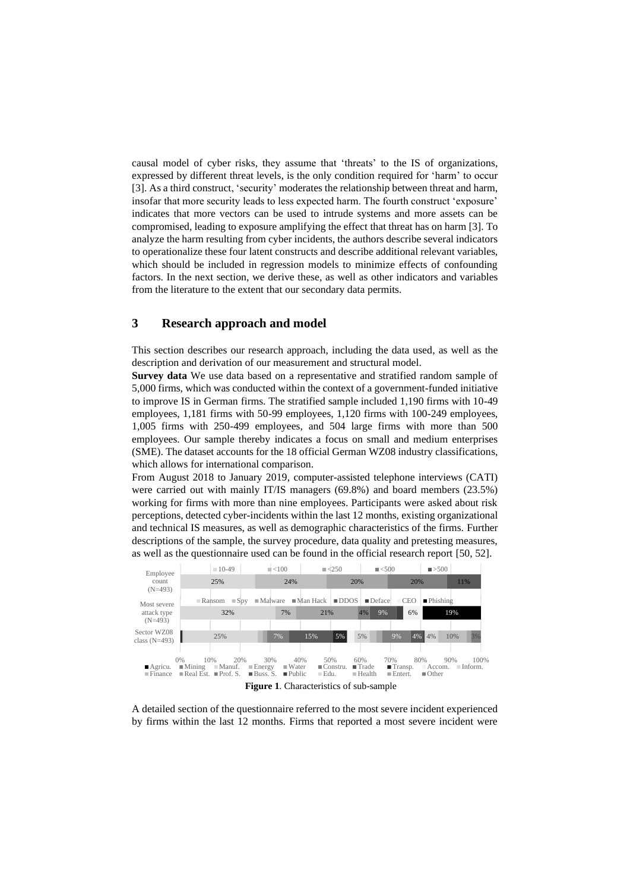causal model of cyber risks, they assume that 'threats' to the IS of organizations, expressed by different threat levels, is the only condition required for 'harm' to occur [3]. As a third construct, 'security' moderates the relationship between threat and harm, insofar that more security leads to less expected harm. The fourth construct 'exposure' indicates that more vectors can be used to intrude systems and more assets can be compromised, leading to exposure amplifying the effect that threat has on harm [3]. To analyze the harm resulting from cyber incidents, the authors describe several indicators to operationalize these four latent constructs and describe additional relevant variables, which should be included in regression models to minimize effects of confounding factors. In the next section, we derive these, as well as other indicators and variables from the literature to the extent that our secondary data permits.

## 3 Research approach and model

This section describes our research approach, including the data used, as well as the description and derivation of our measurement and structural model.

**Survey data** We use data based on a representative and stratified random sample of 5,000 firms, which was conducted within the context of a government-funded initiative to improve IS in German firms. The stratified sample included 1,190 firms with 10-49 employees, 1,181 firms with 50-99 employees, 1,120 firms with 100-249 employees, 1,005 firms with 250-499 employees, and 504 large firms with more than 500 employees. Our sample thereby indicates a focus on small and medium enterprises (SME). The dataset accounts for the 18 official German WZ08 industry classifications, which allows for international comparison.

From August 2018 to January 2019, computer-assisted telephone interviews (CATI) were carried out with mainly IT/IS managers (69.8%) and board members (23.5%) working for firms with more than nine employees. Participants were asked about risk perceptions, detected cyber-incidents within the last 12 months, existing organizational and technical IS measures, as well as demographic characteristics of the firms. Further descriptions of the sample, the survey procedure, data quality and pretesting measures, as well as the questionnaire used can be found in the official research report [50, 52].

Employee count (N=493): 10-49: 25% | <100: 24% | <250: 20% | <500: 20% | >500: 11%

Most severe attack type (N=493): Ransom: 32% | Spy | Malware: 7% | Man Hack: 21% | DDOS: 4% | Deface: 9% | CEO: 6% | Phishing: 19%

Sector WZ08 class (N=493): Agricu. | Mining | Manuf.: 25% | Energy | Water | Constru.: 7% | Trade: 15% | Transp.: 5% | Accom. | Inform.: 5% | Finance | Real Est. | Prof. S.: 9% | Buss. S.: 4% | Public | Edu.: 4% | Health: 10% | Entert. | Other: 3%

**Figure 1**. Characteristics of sub-sample

A detailed section of the questionnaire referred to the most severe incident experienced by firms within the last 12 months. Firms that reported a most severe incident were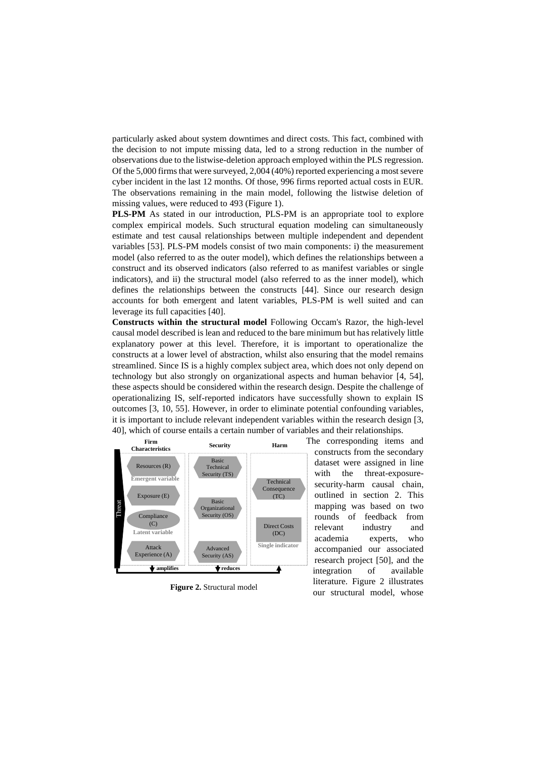particularly asked about system downtimes and direct costs. This fact, combined with the decision to not impute missing data, led to a strong reduction in the number of observations due to the listwise-deletion approach employed within the PLS regression. Of the 5,000 firms that were surveyed, 2,004 (40%) reported experiencing a most severe cyber incident in the last 12 months. Of those, 996 firms reported actual costs in EUR. The observations remaining in the main model, following the listwise deletion of missing values, were reduced to 493 (Figure 1).

**PLS-PM** As stated in our introduction, PLS-PM is an appropriate tool to explore complex empirical models. Such structural equation modeling can simultaneously estimate and test causal relationships between multiple independent and dependent variables [53]. PLS-PM models consist of two main components: i) the measurement model (also referred to as the outer model), which defines the relationships between a construct and its observed indicators (also referred to as manifest variables or single indicators), and ii) the structural model (also referred to as the inner model), which defines the relationships between the constructs [44]. Since our research design accounts for both emergent and latent variables, PLS-PM is well suited and can leverage its full capacities [40].

**Constructs within the structural model** Following Occam's Razor, the high-level causal model described is lean and reduced to the bare minimum but has relatively little explanatory power at this level. Therefore, it is important to operationalize the constructs at a lower level of abstraction, whilst also ensuring that the model remains streamlined. Since IS is a highly complex subject area, which does not only depend on technology but also strongly on organizational aspects and human behavior [4, 54], these aspects should be considered within the research design. Despite the challenge of operationalizing IS, self-reported indicators have successfully shown to explain IS outcomes [3, 10, 55]. However, in order to eliminate potential confounding variables, it is important to include relevant independent variables within the research design [3, 40], which of course entails a certain number of variables and their relationships.

Firm Characteristics | Security | Harm

Threat: Resources (R) — Emergent variable; Exposure (E); Compliance (C) — Latent variable; Attack Experience (A) → amplifies

Basic Technical Security (TS); Basic Organizational Security (OS); Advanced Security (AS) → reduces

Technical Consequence (TC); Direct Costs (DC) — Single indicator

**Figure 2.** Structural model

The corresponding items and constructs from the secondary dataset were assigned in line with the threat-exposure-security-harm causal chain, outlined in section 2. This mapping was based on two rounds of feedback from relevant industry and academia experts, who accompanied our associated research project [50], and the integration of available literature. Figure 2 illustrates our structural model, whose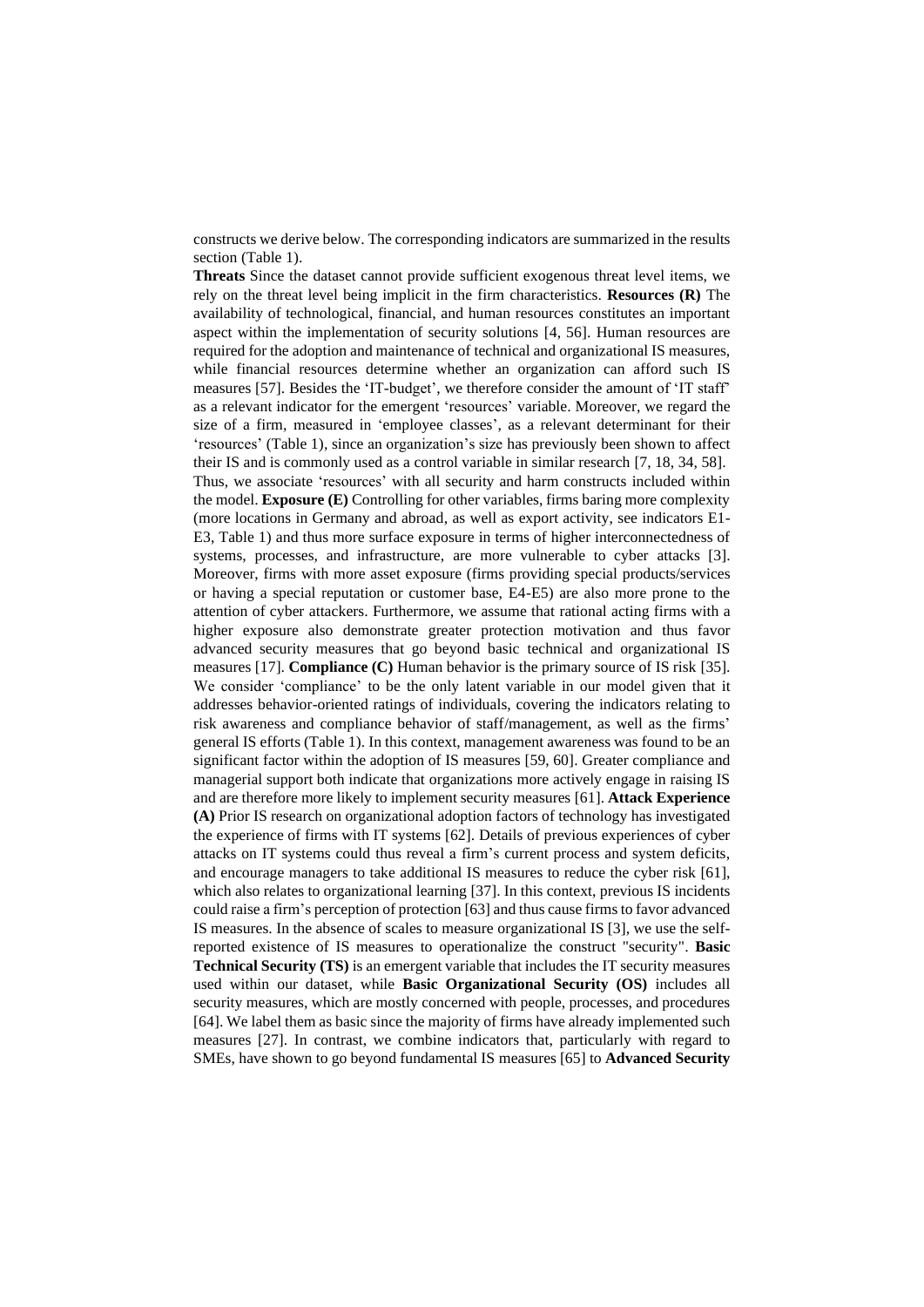constructs we derive below. The corresponding indicators are summarized in the results section (Table 1).

**Threats** Since the dataset cannot provide sufficient exogenous threat level items, we rely on the threat level being implicit in the firm characteristics. **Resources (R)** The availability of technological, financial, and human resources constitutes an important aspect within the implementation of security solutions [4, 56]. Human resources are required for the adoption and maintenance of technical and organizational IS measures, while financial resources determine whether an organization can afford such IS measures [57]. Besides the 'IT-budget', we therefore consider the amount of 'IT staff' as a relevant indicator for the emergent 'resources' variable. Moreover, we regard the size of a firm, measured in 'employee classes', as a relevant determinant for their 'resources' (Table 1), since an organization's size has previously been shown to affect their IS and is commonly used as a control variable in similar research [7, 18, 34, 58]. Thus, we associate 'resources' with all security and harm constructs included within the model. **Exposure (E)** Controlling for other variables, firms baring more complexity (more locations in Germany and abroad, as well as export activity, see indicators E1-E3, Table 1) and thus more surface exposure in terms of higher interconnectedness of systems, processes, and infrastructure, are more vulnerable to cyber attacks [3]. Moreover, firms with more asset exposure (firms providing special products/services or having a special reputation or customer base, E4-E5) are also more prone to the attention of cyber attackers. Furthermore, we assume that rational acting firms with a higher exposure also demonstrate greater protection motivation and thus favor advanced security measures that go beyond basic technical and organizational IS measures [17]. **Compliance (C)** Human behavior is the primary source of IS risk [35]. We consider 'compliance' to be the only latent variable in our model given that it addresses behavior-oriented ratings of individuals, covering the indicators relating to risk awareness and compliance behavior of staff/management, as well as the firms' general IS efforts (Table 1). In this context, management awareness was found to be an significant factor within the adoption of IS measures [59, 60]. Greater compliance and managerial support both indicate that organizations more actively engage in raising IS and are therefore more likely to implement security measures [61]. **Attack Experience (A)** Prior IS research on organizational adoption factors of technology has investigated the experience of firms with IT systems [62]. Details of previous experiences of cyber attacks on IT systems could thus reveal a firm's current process and system deficits, and encourage managers to take additional IS measures to reduce the cyber risk [61], which also relates to organizational learning [37]. In this context, previous IS incidents could raise a firm's perception of protection [63] and thus cause firms to favor advanced IS measures. In the absence of scales to measure organizational IS [3], we use the self-reported existence of IS measures to operationalize the construct "security". **Basic Technical Security (TS)** is an emergent variable that includes the IT security measures used within our dataset, while **Basic Organizational Security (OS)** includes all security measures, which are mostly concerned with people, processes, and procedures [64]. We label them as basic since the majority of firms have already implemented such measures [27]. In contrast, we combine indicators that, particularly with regard to SMEs, have shown to go beyond fundamental IS measures [65] to **Advanced Security**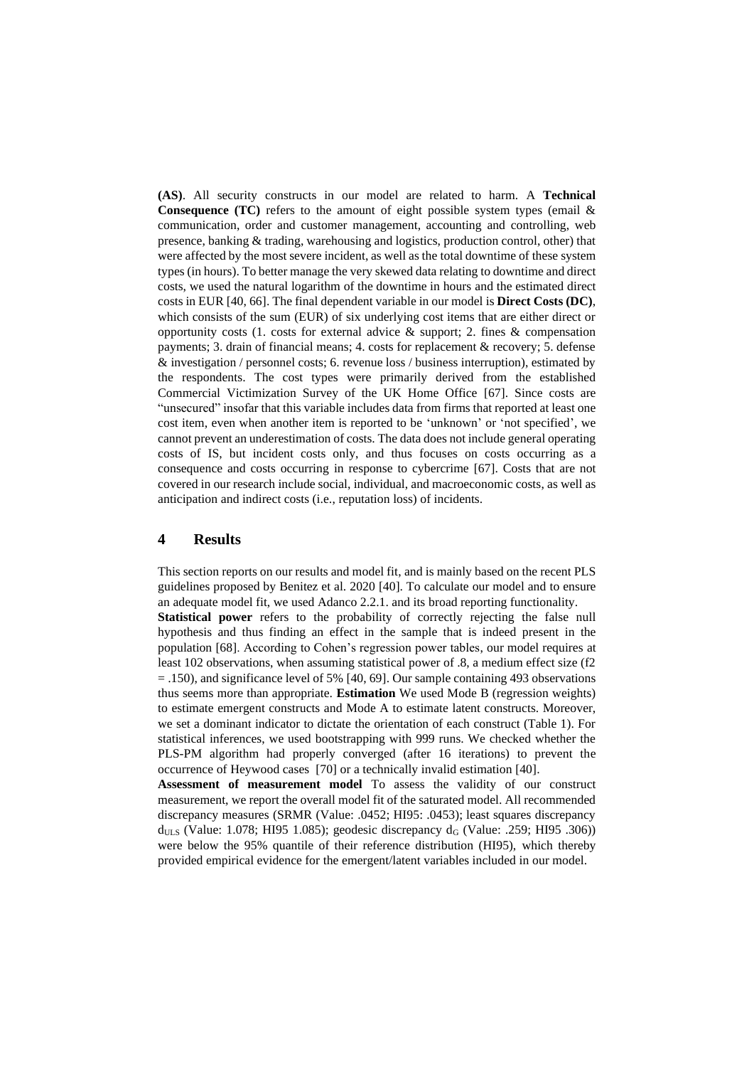**(AS)**. All security constructs in our model are related to harm. A **Technical Consequence (TC)** refers to the amount of eight possible system types (email & communication, order and customer management, accounting and controlling, web presence, banking & trading, warehousing and logistics, production control, other) that were affected by the most severe incident, as well as the total downtime of these system types (in hours). To better manage the very skewed data relating to downtime and direct costs, we used the natural logarithm of the downtime in hours and the estimated direct costs in EUR [40, 66]. The final dependent variable in our model is **Direct Costs (DC)**, which consists of the sum (EUR) of six underlying cost items that are either direct or opportunity costs (1. costs for external advice & support; 2. fines & compensation payments; 3. drain of financial means; 4. costs for replacement & recovery; 5. defense & investigation / personnel costs; 6. revenue loss / business interruption), estimated by the respondents. The cost types were primarily derived from the established Commercial Victimization Survey of the UK Home Office [67]. Since costs are "unsecured" insofar that this variable includes data from firms that reported at least one cost item, even when another item is reported to be 'unknown' or 'not specified', we cannot prevent an underestimation of costs. The data does not include general operating costs of IS, but incident costs only, and thus focuses on costs occurring as a consequence and costs occurring in response to cybercrime [67]. Costs that are not covered in our research include social, individual, and macroeconomic costs, as well as anticipation and indirect costs (i.e., reputation loss) of incidents.

## 4 Results

This section reports on our results and model fit, and is mainly based on the recent PLS guidelines proposed by Benitez et al. 2020 [40]. To calculate our model and to ensure an adequate model fit, we used Adanco 2.2.1. and its broad reporting functionality.

**Statistical power** refers to the probability of correctly rejecting the false null hypothesis and thus finding an effect in the sample that is indeed present in the population [68]. According to Cohen's regression power tables, our model requires at least 102 observations, when assuming statistical power of .8, a medium effect size ($f2 = .150$), and significance level of 5% [40, 69]. Our sample containing 493 observations thus seems more than appropriate. **Estimation** We used Mode B (regression weights) to estimate emergent constructs and Mode A to estimate latent constructs. Moreover, we set a dominant indicator to dictate the orientation of each construct (Table 1). For statistical inferences, we used bootstrapping with 999 runs. We checked whether the PLS-PM algorithm had properly converged (after 16 iterations) to prevent the occurrence of Heywood cases [70] or a technically invalid estimation [40].

**Assessment of measurement model** To assess the validity of our construct measurement, we report the overall model fit of the saturated model. All recommended discrepancy measures (SRMR (Value: .0452; HI95: .0453); least squares discrepancy $d_{ULS}$ (Value: 1.078; HI95 1.085); geodesic discrepancy $d_G$ (Value: .259; HI95 .306)) were below the 95% quantile of their reference distribution (HI95), which thereby provided empirical evidence for the emergent/latent variables included in our model.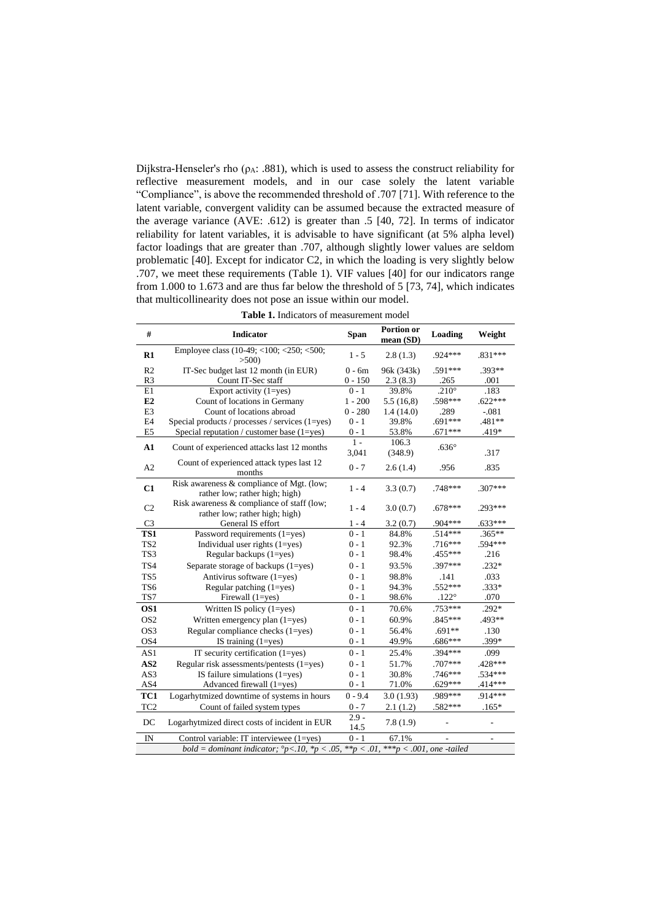Dijkstra-Henseler's rho ($\rho_A$: .881), which is used to assess the construct reliability for reflective measurement models, and in our case solely the latent variable "Compliance", is above the recommended threshold of .707 [71]. With reference to the latent variable, convergent validity can be assumed because the extracted measure of the average variance (AVE: .612) is greater than .5 [40, 72]. In terms of indicator reliability for latent variables, it is advisable to have significant (at 5% alpha level) factor loadings that are greater than .707, although slightly lower values are seldom problematic [40]. Except for indicator C2, in which the loading is very slightly below .707, we meet these requirements (Table 1). VIF values [40] for our indicators range from 1.000 to 1.673 and are thus far below the threshold of 5 [73, 74], which indicates that multicollinearity does not pose an issue within our model.

**Table 1.** Indicators of measurement model

| # | Indicator | Span | Portion or mean (SD) | Loading | Weight |
|---|---|---|---|---|---|
| **R1** | Employee class (10-49; <100; <250; <500; >500) | 1 - 5 | 2.8 (1.3) | .924*** | .831*** |
| R2 | IT-Sec budget last 12 month (in EUR) | 0 - 6m | 96k (343k) | .591*** | .393** |
| R3 | Count IT-Sec staff | 0 - 150 | 2.3 (8.3) | .265 | .001 |
| E1 | Export activity (1=yes) | 0 - 1 | 39.8% | .210° | .183 |
| **E2** | Count of locations in Germany | 1 - 200 | 5.5 (16,8) | .598*** | .622*** |
| E3 | Count of locations abroad | 0 - 280 | 1.4 (14.0) | .289 | -.081 |
| E4 | Special products / processes / services (1=yes) | 0 - 1 | 39.8% | .691*** | .481** |
| E5 | Special reputation / customer base (1=yes) | 0 - 1 | 53.8% | .671*** | .419* |
| **A1** | Count of experienced attacks last 12 months | 1 - 3,041 | 106.3 (348.9) | .636° | .317 |
| A2 | Count of experienced attack types last 12 months | 0 - 7 | 2.6 (1.4) | .956 | .835 |
| **C1** | Risk awareness & compliance of Mgt. (low; rather low; rather high; high) | 1 - 4 | 3.3 (0.7) | .748*** | .307*** |
| C2 | Risk awareness & compliance of staff (low; rather low; rather high; high) | 1 - 4 | 3.0 (0.7) | .678*** | .293*** |
| C3 | General IS effort | 1 - 4 | 3.2 (0.7) | .904*** | .633*** |
| **TS1** | Password requirements (1=yes) | 0 - 1 | 84.8% | .514*** | .365** |
| TS2 | Individual user rights (1=yes) | 0 - 1 | 92.3% | .716*** | .594*** |
| TS3 | Regular backups (1=yes) | 0 - 1 | 98.4% | .455*** | .216 |
| TS4 | Separate storage of backups (1=yes) | 0 - 1 | 93.5% | .397*** | .232* |
| TS5 | Antivirus software (1=yes) | 0 - 1 | 98.8% | .141 | .033 |
| TS6 | Regular patching (1=yes) | 0 - 1 | 94.3% | .552*** | .333* |
| TS7 | Firewall (1=yes) | 0 - 1 | 98.6% | .122° | .070 |
| **OS1** | Written IS policy (1=yes) | 0 - 1 | 70.6% | .753*** | .292* |
| OS2 | Written emergency plan (1=yes) | 0 - 1 | 60.9% | .845*** | .493** |
| OS3 | Regular compliance checks (1=yes) | 0 - 1 | 56.4% | .691** | .130 |
| OS4 | IS training (1=yes) | 0 - 1 | 49.9% | .686*** | .399* |
| AS1 | IT security certification (1=yes) | 0 - 1 | 25.4% | .394*** | .099 |
| **AS2** | Regular risk assessments/pentests (1=yes) | 0 - 1 | 51.7% | .707*** | .428*** |
| AS3 | IS failure simulations (1=yes) | 0 - 1 | 30.8% | .746*** | .534*** |
| AS4 | Advanced firewall (1=yes) | 0 - 1 | 71.0% | .629*** | .414*** |
| **TC1** | Logarhytmized downtime of systems in hours | 0 - 9.4 | 3.0 (1.93) | .989*** | .914*** |
| TC2 | Count of failed system types | 0 - 7 | 2.1 (1.2) | .582*** | .165* |
| DC | Logarhytmized direct costs of incident in EUR | 2.9 - 14.5 | 7.8 (1.9) | - | - |
| IN | Control variable: IT interviewee (1=yes) | 0 - 1 | 67.1% | - | - |

*bold = dominant indicator; °p<.10, *p < .05, **p < .01, ***p < .001, one -tailed*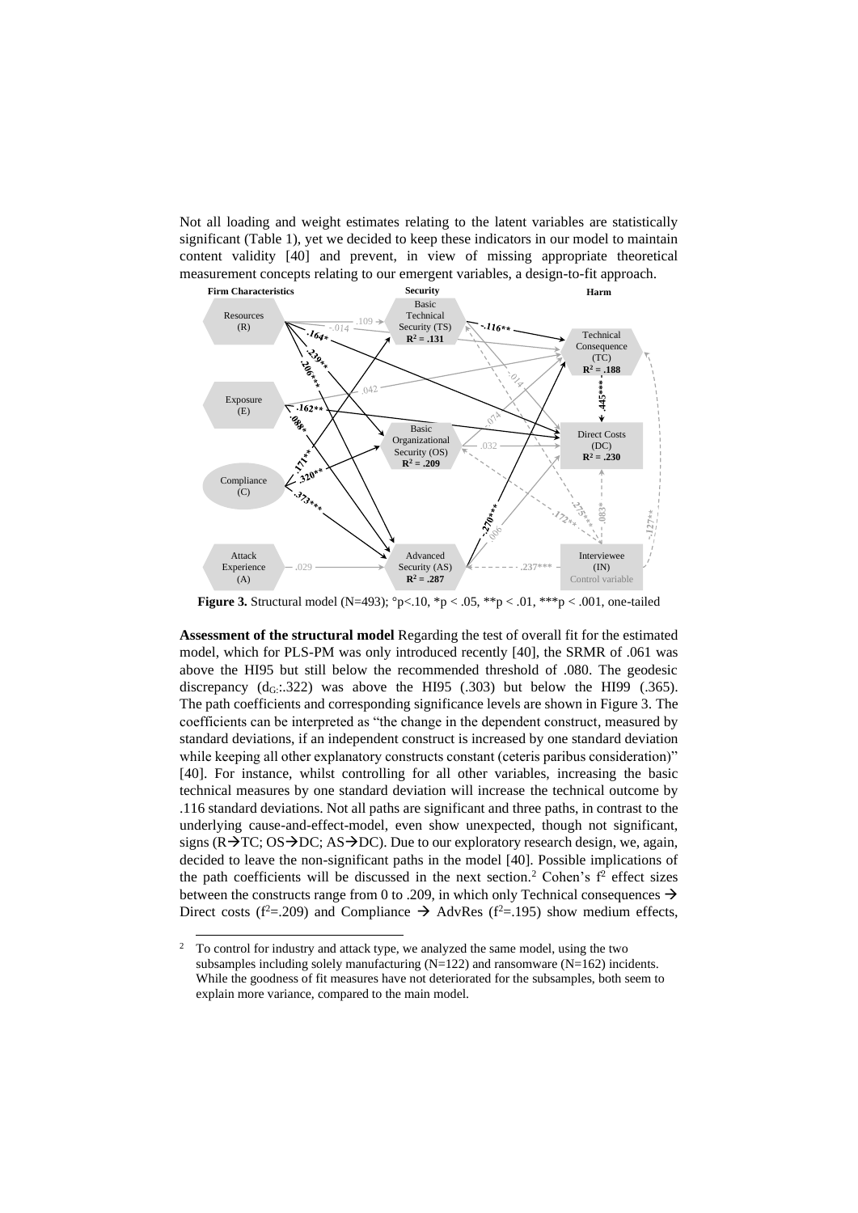Not all loading and weight estimates relating to the latent variables are statistically significant (Table 1), yet we decided to keep these indicators in our model to maintain content validity [40] and prevent, in view of missing appropriate theoretical measurement concepts relating to our emergent variables, a design-to-fit approach.

**Figure 3.** Structural model (N=493); °p<.10, *p < .05, **p < .01, ***p < .001, one-tailed

**Assessment of the structural model** Regarding the test of overall fit for the estimated model, which for PLS-PM was only introduced recently [40], the SRMR of .061 was above the HI95 but still below the recommended threshold of .080. The geodesic discrepancy ($d_G$:.322) was above the HI95 (.303) but below the HI99 (.365). The path coefficients and corresponding significance levels are shown in Figure 3. The coefficients can be interpreted as "the change in the dependent construct, measured by standard deviations, if an independent construct is increased by one standard deviation while keeping all other explanatory constructs constant (ceteris paribus consideration)" [40]. For instance, whilst controlling for all other variables, increasing the basic technical measures by one standard deviation will increase the technical outcome by .116 standard deviations. Not all paths are significant and three paths, in contrast to the underlying cause-and-effect-model, even show unexpected, though not significant, signs (R→TC; OS→DC; AS→DC). Due to our exploratory research design, we, again, decided to leave the non-significant paths in the model [40]. Possible implications of the path coefficients will be discussed in the next section.[2] Cohen's $f^2$ effect sizes between the constructs range from 0 to .209, in which only Technical consequences → Direct costs ($f^2$=.209) and Compliance → AdvRes ($f^2$=.195) show medium effects,

[2] To control for industry and attack type, we analyzed the same model, using the two subsamples including solely manufacturing (N=122) and ransomware (N=162) incidents. While the goodness of fit measures have not deteriorated for the subsamples, both seem to explain more variance, compared to the main model.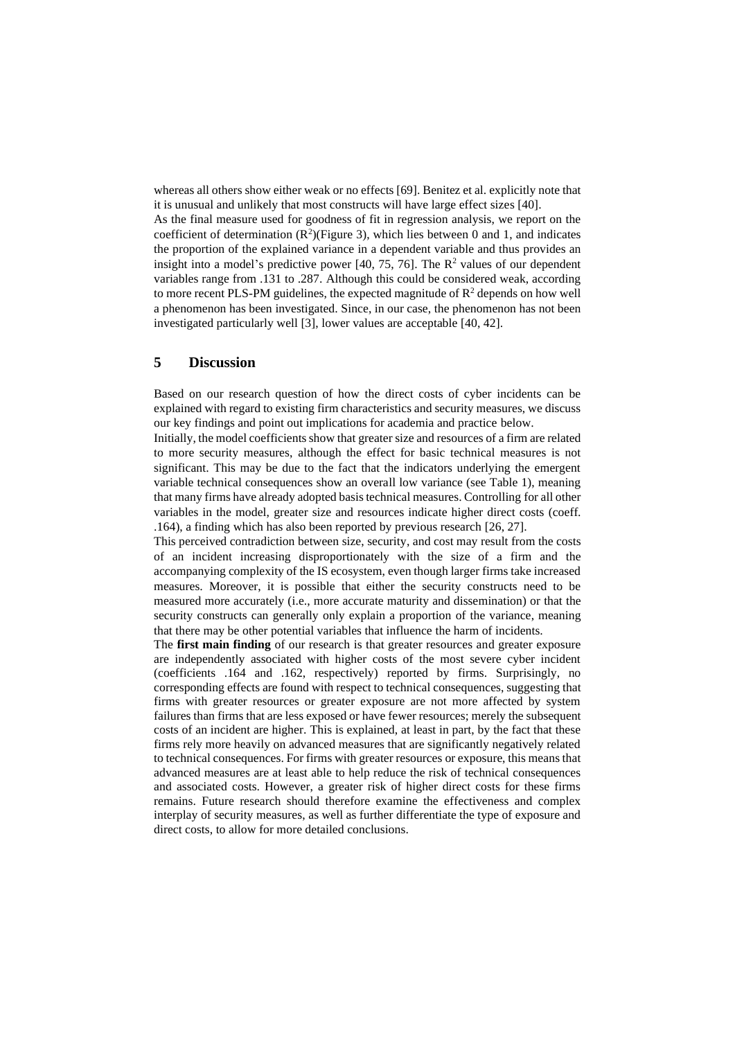whereas all others show either weak or no effects [69]. Benitez et al. explicitly note that it is unusual and unlikely that most constructs will have large effect sizes [40].

As the final measure used for goodness of fit in regression analysis, we report on the coefficient of determination ($R^2$)(Figure 3), which lies between 0 and 1, and indicates the proportion of the explained variance in a dependent variable and thus provides an insight into a model's predictive power [40, 75, 76]. The $R^2$ values of our dependent variables range from .131 to .287. Although this could be considered weak, according to more recent PLS-PM guidelines, the expected magnitude of $R^2$ depends on how well a phenomenon has been investigated. Since, in our case, the phenomenon has not been investigated particularly well [3], lower values are acceptable [40, 42].

## 5 Discussion

Based on our research question of how the direct costs of cyber incidents can be explained with regard to existing firm characteristics and security measures, we discuss our key findings and point out implications for academia and practice below.

Initially, the model coefficients show that greater size and resources of a firm are related to more security measures, although the effect for basic technical measures is not significant. This may be due to the fact that the indicators underlying the emergent variable technical consequences show an overall low variance (see Table 1), meaning that many firms have already adopted basis technical measures. Controlling for all other variables in the model, greater size and resources indicate higher direct costs (coeff. .164), a finding which has also been reported by previous research [26, 27].

This perceived contradiction between size, security, and cost may result from the costs of an incident increasing disproportionately with the size of a firm and the accompanying complexity of the IS ecosystem, even though larger firms take increased measures. Moreover, it is possible that either the security constructs need to be measured more accurately (i.e., more accurate maturity and dissemination) or that the security constructs can generally only explain a proportion of the variance, meaning that there may be other potential variables that influence the harm of incidents.

The **first main finding** of our research is that greater resources and greater exposure are independently associated with higher costs of the most severe cyber incident (coefficients .164 and .162, respectively) reported by firms. Surprisingly, no corresponding effects are found with respect to technical consequences, suggesting that firms with greater resources or greater exposure are not more affected by system failures than firms that are less exposed or have fewer resources; merely the subsequent costs of an incident are higher. This is explained, at least in part, by the fact that these firms rely more heavily on advanced measures that are significantly negatively related to technical consequences. For firms with greater resources or exposure, this means that advanced measures are at least able to help reduce the risk of technical consequences and associated costs. However, a greater risk of higher direct costs for these firms remains. Future research should therefore examine the effectiveness and complex interplay of security measures, as well as further differentiate the type of exposure and direct costs, to allow for more detailed conclusions.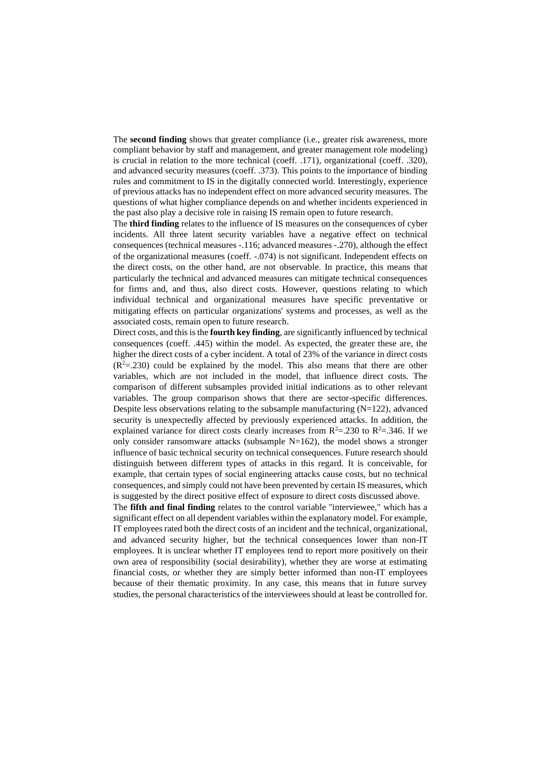The **second finding** shows that greater compliance (i.e., greater risk awareness, more compliant behavior by staff and management, and greater management role modeling) is crucial in relation to the more technical (coeff. .171), organizational (coeff. .320), and advanced security measures (coeff. .373). This points to the importance of binding rules and commitment to IS in the digitally connected world. Interestingly, experience of previous attacks has no independent effect on more advanced security measures. The questions of what higher compliance depends on and whether incidents experienced in the past also play a decisive role in raising IS remain open to future research.

The **third finding** relates to the influence of IS measures on the consequences of cyber incidents. All three latent security variables have a negative effect on technical consequences (technical measures -.116; advanced measures -.270), although the effect of the organizational measures (coeff. -.074) is not significant. Independent effects on the direct costs, on the other hand, are not observable. In practice, this means that particularly the technical and advanced measures can mitigate technical consequences for firms and, and thus, also direct costs. However, questions relating to which individual technical and organizational measures have specific preventative or mitigating effects on particular organizations' systems and processes, as well as the associated costs, remain open to future research.

Direct costs, and this is the **fourth key finding**, are significantly influenced by technical consequences (coeff. .445) within the model. As expected, the greater these are, the higher the direct costs of a cyber incident. A total of 23% of the variance in direct costs ($R^2$=.230) could be explained by the model. This also means that there are other variables, which are not included in the model, that influence direct costs. The comparison of different subsamples provided initial indications as to other relevant variables. The group comparison shows that there are sector-specific differences. Despite less observations relating to the subsample manufacturing (N=122), advanced security is unexpectedly affected by previously experienced attacks. In addition, the explained variance for direct costs clearly increases from $R^2$=.230 to $R^2$=.346. If we only consider ransomware attacks (subsample N=162), the model shows a stronger influence of basic technical security on technical consequences. Future research should distinguish between different types of attacks in this regard. It is conceivable, for example, that certain types of social engineering attacks cause costs, but no technical consequences, and simply could not have been prevented by certain IS measures, which is suggested by the direct positive effect of exposure to direct costs discussed above.

The **fifth and final finding** relates to the control variable "interviewee," which has a significant effect on all dependent variables within the explanatory model. For example, IT employees rated both the direct costs of an incident and the technical, organizational, and advanced security higher, but the technical consequences lower than non-IT employees. It is unclear whether IT employees tend to report more positively on their own area of responsibility (social desirability), whether they are worse at estimating financial costs, or whether they are simply better informed than non-IT employees because of their thematic proximity. In any case, this means that in future survey studies, the personal characteristics of the interviewees should at least be controlled for.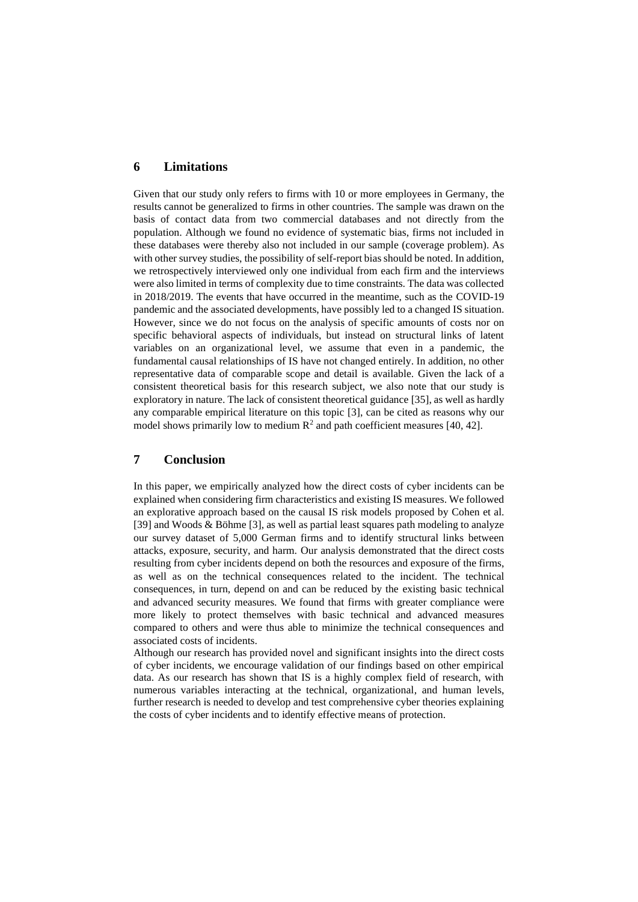## 6 Limitations

Given that our study only refers to firms with 10 or more employees in Germany, the results cannot be generalized to firms in other countries. The sample was drawn on the basis of contact data from two commercial databases and not directly from the population. Although we found no evidence of systematic bias, firms not included in these databases were thereby also not included in our sample (coverage problem). As with other survey studies, the possibility of self-report bias should be noted. In addition, we retrospectively interviewed only one individual from each firm and the interviews were also limited in terms of complexity due to time constraints. The data was collected in 2018/2019. The events that have occurred in the meantime, such as the COVID-19 pandemic and the associated developments, have possibly led to a changed IS situation. However, since we do not focus on the analysis of specific amounts of costs nor on specific behavioral aspects of individuals, but instead on structural links of latent variables on an organizational level, we assume that even in a pandemic, the fundamental causal relationships of IS have not changed entirely. In addition, no other representative data of comparable scope and detail is available. Given the lack of a consistent theoretical basis for this research subject, we also note that our study is exploratory in nature. The lack of consistent theoretical guidance [35], as well as hardly any comparable empirical literature on this topic [3], can be cited as reasons why our model shows primarily low to medium $R^2$ and path coefficient measures [40, 42].

## 7 Conclusion

In this paper, we empirically analyzed how the direct costs of cyber incidents can be explained when considering firm characteristics and existing IS measures. We followed an explorative approach based on the causal IS risk models proposed by Cohen et al. [39] and Woods & Böhme [3], as well as partial least squares path modeling to analyze our survey dataset of 5,000 German firms and to identify structural links between attacks, exposure, security, and harm. Our analysis demonstrated that the direct costs resulting from cyber incidents depend on both the resources and exposure of the firms, as well as on the technical consequences related to the incident. The technical consequences, in turn, depend on and can be reduced by the existing basic technical and advanced security measures. We found that firms with greater compliance were more likely to protect themselves with basic technical and advanced measures compared to others and were thus able to minimize the technical consequences and associated costs of incidents.

Although our research has provided novel and significant insights into the direct costs of cyber incidents, we encourage validation of our findings based on other empirical data. As our research has shown that IS is a highly complex field of research, with numerous variables interacting at the technical, organizational, and human levels, further research is needed to develop and test comprehensive cyber theories explaining the costs of cyber incidents and to identify effective means of protection.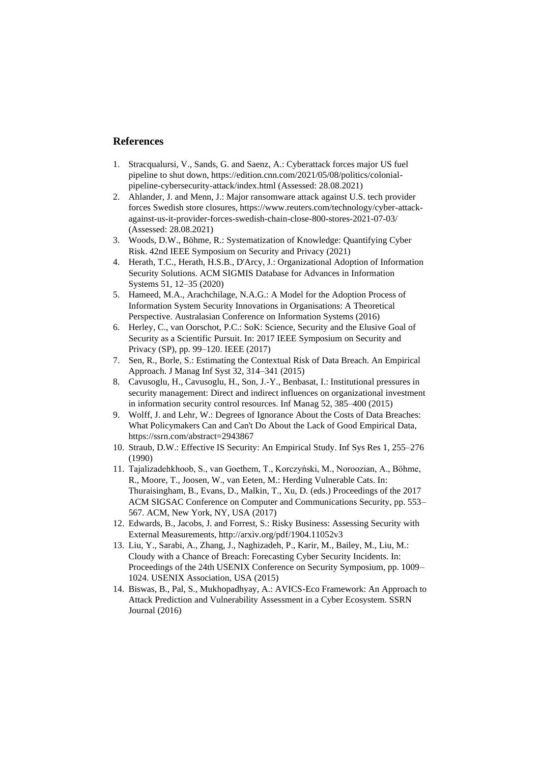## References

1. Stracqualursi, V., Sands, G. and Saenz, A.: Cyberattack forces major US fuel pipeline to shut down, https://edition.cnn.com/2021/05/08/politics/colonial-pipeline-cybersecurity-attack/index.html (Assessed: 28.08.2021)
2. Ahlander, J. and Menn, J.: Major ransomware attack against U.S. tech provider forces Swedish store closures, https://www.reuters.com/technology/cyber-attack-against-us-it-provider-forces-swedish-chain-close-800-stores-2021-07-03/ (Assessed: 28.08.2021)
3. Woods, D.W., Böhme, R.: Systematization of Knowledge: Quantifying Cyber Risk. 42nd IEEE Symposium on Security and Privacy (2021)
4. Herath, T.C., Herath, H.S.B., D'Arcy, J.: Organizational Adoption of Information Security Solutions. ACM SIGMIS Database for Advances in Information Systems 51, 12–35 (2020)
5. Hameed, M.A., Arachchilage, N.A.G.: A Model for the Adoption Process of Information System Security Innovations in Organisations: A Theoretical Perspective. Australasian Conference on Information Systems (2016)
6. Herley, C., van Oorschot, P.C.: SoK: Science, Security and the Elusive Goal of Security as a Scientific Pursuit. In: 2017 IEEE Symposium on Security and Privacy (SP), pp. 99–120. IEEE (2017)
7. Sen, R., Borle, S.: Estimating the Contextual Risk of Data Breach. An Empirical Approach. J Manag Inf Syst 32, 314–341 (2015)
8. Cavusoglu, H., Cavusoglu, H., Son, J.-Y., Benbasat, I.: Institutional pressures in security management: Direct and indirect influences on organizational investment in information security control resources. Inf Manag 52, 385–400 (2015)
9. Wolff, J. and Lehr, W.: Degrees of Ignorance About the Costs of Data Breaches: What Policymakers Can and Can't Do About the Lack of Good Empirical Data, https://ssrn.com/abstract=2943867
10. Straub, D.W.: Effective IS Security: An Empirical Study. Inf Sys Res 1, 255–276 (1990)
11. Tajalizadehkhoob, S., van Goethem, T., Korczyński, M., Noroozian, A., Böhme, R., Moore, T., Joosen, W., van Eeten, M.: Herding Vulnerable Cats. In: Thuraisingham, B., Evans, D., Malkin, T., Xu, D. (eds.) Proceedings of the 2017 ACM SIGSAC Conference on Computer and Communications Security, pp. 553–567. ACM, New York, NY, USA (2017)
12. Edwards, B., Jacobs, J. and Forrest, S.: Risky Business: Assessing Security with External Measurements, http://arxiv.org/pdf/1904.11052v3
13. Liu, Y., Sarabi, A., Zhang, J., Naghizadeh, P., Karir, M., Bailey, M., Liu, M.: Cloudy with a Chance of Breach: Forecasting Cyber Security Incidents. In: Proceedings of the 24th USENIX Conference on Security Symposium, pp. 1009–1024. USENIX Association, USA (2015)
14. Biswas, B., Pal, S., Mukhopadhyay, A.: AVICS-Eco Framework: An Approach to Attack Prediction and Vulnerability Assessment in a Cyber Ecosystem. SSRN Journal (2016)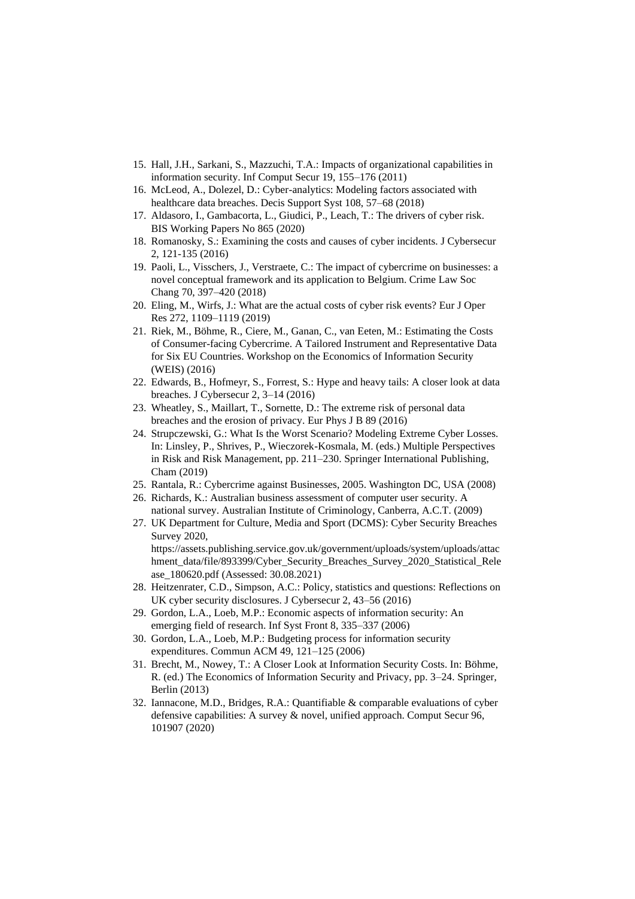15. Hall, J.H., Sarkani, S., Mazzuchi, T.A.: Impacts of organizational capabilities in information security. Inf Comput Secur 19, 155–176 (2011)
16. McLeod, A., Dolezel, D.: Cyber-analytics: Modeling factors associated with healthcare data breaches. Decis Support Syst 108, 57–68 (2018)
17. Aldasoro, I., Gambacorta, L., Giudici, P., Leach, T.: The drivers of cyber risk. BIS Working Papers No 865 (2020)
18. Romanosky, S.: Examining the costs and causes of cyber incidents. J Cybersecur 2, 121-135 (2016)
19. Paoli, L., Visschers, J., Verstraete, C.: The impact of cybercrime on businesses: a novel conceptual framework and its application to Belgium. Crime Law Soc Chang 70, 397–420 (2018)
20. Eling, M., Wirfs, J.: What are the actual costs of cyber risk events? Eur J Oper Res 272, 1109–1119 (2019)
21. Riek, M., Böhme, R., Ciere, M., Ganan, C., van Eeten, M.: Estimating the Costs of Consumer-facing Cybercrime. A Tailored Instrument and Representative Data for Six EU Countries. Workshop on the Economics of Information Security (WEIS) (2016)
22. Edwards, B., Hofmeyr, S., Forrest, S.: Hype and heavy tails: A closer look at data breaches. J Cybersecur 2, 3–14 (2016)
23. Wheatley, S., Maillart, T., Sornette, D.: The extreme risk of personal data breaches and the erosion of privacy. Eur Phys J B 89 (2016)
24. Strupczewski, G.: What Is the Worst Scenario? Modeling Extreme Cyber Losses. In: Linsley, P., Shrives, P., Wieczorek-Kosmala, M. (eds.) Multiple Perspectives in Risk and Risk Management, pp. 211–230. Springer International Publishing, Cham (2019)
25. Rantala, R.: Cybercrime against Businesses, 2005. Washington DC, USA (2008)
26. Richards, K.: Australian business assessment of computer user security. A national survey. Australian Institute of Criminology, Canberra, A.C.T. (2009)
27. UK Department for Culture, Media and Sport (DCMS): Cyber Security Breaches Survey 2020, https://assets.publishing.service.gov.uk/government/uploads/system/uploads/attachment_data/file/893399/Cyber_Security_Breaches_Survey_2020_Statistical_Release_180620.pdf (Assessed: 30.08.2021)
28. Heitzenrater, C.D., Simpson, A.C.: Policy, statistics and questions: Reflections on UK cyber security disclosures. J Cybersecur 2, 43–56 (2016)
29. Gordon, L.A., Loeb, M.P.: Economic aspects of information security: An emerging field of research. Inf Syst Front 8, 335–337 (2006)
30. Gordon, L.A., Loeb, M.P.: Budgeting process for information security expenditures. Commun ACM 49, 121–125 (2006)
31. Brecht, M., Nowey, T.: A Closer Look at Information Security Costs. In: Böhme, R. (ed.) The Economics of Information Security and Privacy, pp. 3–24. Springer, Berlin (2013)
32. Iannacone, M.D., Bridges, R.A.: Quantifiable & comparable evaluations of cyber defensive capabilities: A survey & novel, unified approach. Comput Secur 96, 101907 (2020)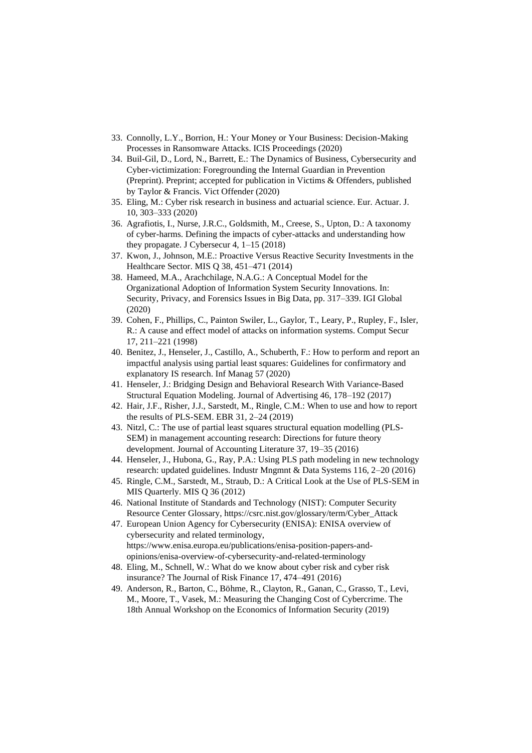33. Connolly, L.Y., Borrion, H.: Your Money or Your Business: Decision-Making Processes in Ransomware Attacks. ICIS Proceedings (2020)
34. Buil-Gil, D., Lord, N., Barrett, E.: The Dynamics of Business, Cybersecurity and Cyber-victimization: Foregrounding the Internal Guardian in Prevention (Preprint). Preprint; accepted for publication in Victims & Offenders, published by Taylor & Francis. Vict Offender (2020)
35. Eling, M.: Cyber risk research in business and actuarial science. Eur. Actuar. J. 10, 303–333 (2020)
36. Agrafiotis, I., Nurse, J.R.C., Goldsmith, M., Creese, S., Upton, D.: A taxonomy of cyber-harms. Defining the impacts of cyber-attacks and understanding how they propagate. J Cybersecur 4, 1–15 (2018)
37. Kwon, J., Johnson, M.E.: Proactive Versus Reactive Security Investments in the Healthcare Sector. MIS Q 38, 451–471 (2014)
38. Hameed, M.A., Arachchilage, N.A.G.: A Conceptual Model for the Organizational Adoption of Information System Security Innovations. In: Security, Privacy, and Forensics Issues in Big Data, pp. 317–339. IGI Global (2020)
39. Cohen, F., Phillips, C., Painton Swiler, L., Gaylor, T., Leary, P., Rupley, F., Isler, R.: A cause and effect model of attacks on information systems. Comput Secur 17, 211–221 (1998)
40. Benitez, J., Henseler, J., Castillo, A., Schuberth, F.: How to perform and report an impactful analysis using partial least squares: Guidelines for confirmatory and explanatory IS research. Inf Manag 57 (2020)
41. Henseler, J.: Bridging Design and Behavioral Research With Variance-Based Structural Equation Modeling. Journal of Advertising 46, 178–192 (2017)
42. Hair, J.F., Risher, J.J., Sarstedt, M., Ringle, C.M.: When to use and how to report the results of PLS-SEM. EBR 31, 2–24 (2019)
43. Nitzl, C.: The use of partial least squares structural equation modelling (PLS-SEM) in management accounting research: Directions for future theory development. Journal of Accounting Literature 37, 19–35 (2016)
44. Henseler, J., Hubona, G., Ray, P.A.: Using PLS path modeling in new technology research: updated guidelines. Industr Mngmnt & Data Systems 116, 2–20 (2016)
45. Ringle, C.M., Sarstedt, M., Straub, D.: A Critical Look at the Use of PLS-SEM in MIS Quarterly. MIS Q 36 (2012)
46. National Institute of Standards and Technology (NIST): Computer Security Resource Center Glossary, https://csrc.nist.gov/glossary/term/Cyber_Attack
47. European Union Agency for Cybersecurity (ENISA): ENISA overview of cybersecurity and related terminology, https://www.enisa.europa.eu/publications/enisa-position-papers-and-opinions/enisa-overview-of-cybersecurity-and-related-terminology
48. Eling, M., Schnell, W.: What do we know about cyber risk and cyber risk insurance? The Journal of Risk Finance 17, 474–491 (2016)
49. Anderson, R., Barton, C., Böhme, R., Clayton, R., Ganan, C., Grasso, T., Levi, M., Moore, T., Vasek, M.: Measuring the Changing Cost of Cybercrime. The 18th Annual Workshop on the Economics of Information Security (2019)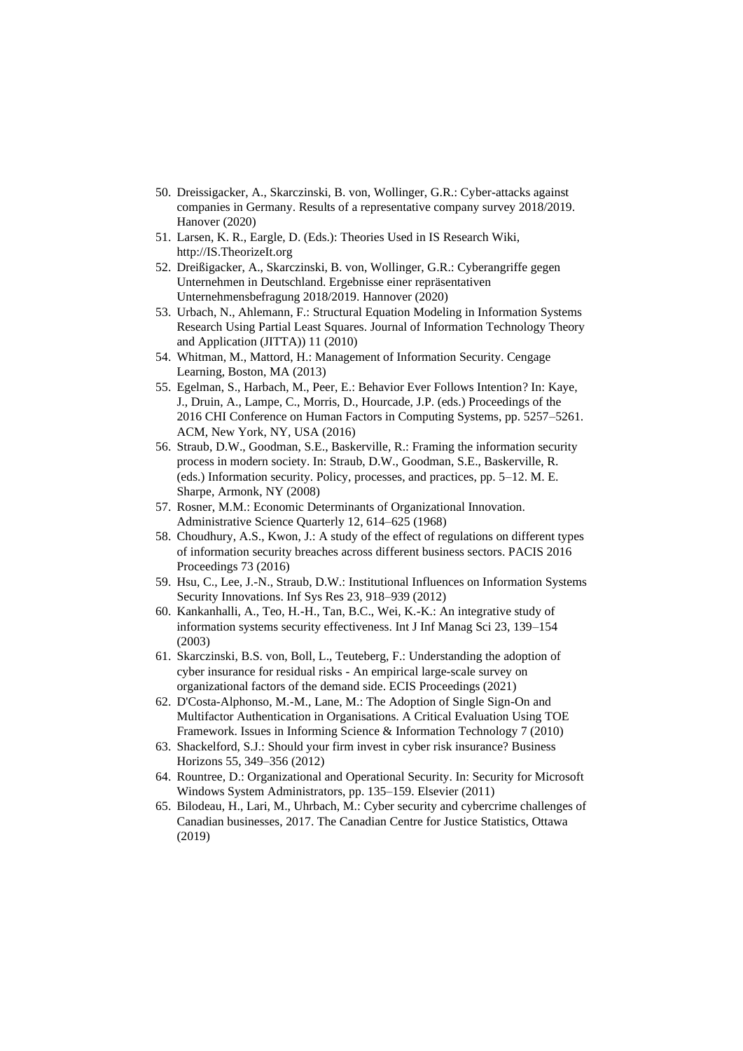50. Dreissigacker, A., Skarczinski, B. von, Wollinger, G.R.: Cyber-attacks against companies in Germany. Results of a representative company survey 2018/2019. Hanover (2020)
51. Larsen, K. R., Eargle, D. (Eds.): Theories Used in IS Research Wiki, http://IS.TheorizeIt.org
52. Dreißigacker, A., Skarczinski, B. von, Wollinger, G.R.: Cyberangriffe gegen Unternehmen in Deutschland. Ergebnisse einer repräsentativen Unternehmensbefragung 2018/2019. Hannover (2020)
53. Urbach, N., Ahlemann, F.: Structural Equation Modeling in Information Systems Research Using Partial Least Squares. Journal of Information Technology Theory and Application (JITTA)) 11 (2010)
54. Whitman, M., Mattord, H.: Management of Information Security. Cengage Learning, Boston, MA (2013)
55. Egelman, S., Harbach, M., Peer, E.: Behavior Ever Follows Intention? In: Kaye, J., Druin, A., Lampe, C., Morris, D., Hourcade, J.P. (eds.) Proceedings of the 2016 CHI Conference on Human Factors in Computing Systems, pp. 5257–5261. ACM, New York, NY, USA (2016)
56. Straub, D.W., Goodman, S.E., Baskerville, R.: Framing the information security process in modern society. In: Straub, D.W., Goodman, S.E., Baskerville, R. (eds.) Information security. Policy, processes, and practices, pp. 5–12. M. E. Sharpe, Armonk, NY (2008)
57. Rosner, M.M.: Economic Determinants of Organizational Innovation. Administrative Science Quarterly 12, 614–625 (1968)
58. Choudhury, A.S., Kwon, J.: A study of the effect of regulations on different types of information security breaches across different business sectors. PACIS 2016 Proceedings 73 (2016)
59. Hsu, C., Lee, J.-N., Straub, D.W.: Institutional Influences on Information Systems Security Innovations. Inf Sys Res 23, 918–939 (2012)
60. Kankanhalli, A., Teo, H.-H., Tan, B.C., Wei, K.-K.: An integrative study of information systems security effectiveness. Int J Inf Manag Sci 23, 139–154 (2003)
61. Skarczinski, B.S. von, Boll, L., Teuteberg, F.: Understanding the adoption of cyber insurance for residual risks - An empirical large-scale survey on organizational factors of the demand side. ECIS Proceedings (2021)
62. D'Costa-Alphonso, M.-M., Lane, M.: The Adoption of Single Sign-On and Multifactor Authentication in Organisations. A Critical Evaluation Using TOE Framework. Issues in Informing Science & Information Technology 7 (2010)
63. Shackelford, S.J.: Should your firm invest in cyber risk insurance? Business Horizons 55, 349–356 (2012)
64. Rountree, D.: Organizational and Operational Security. In: Security for Microsoft Windows System Administrators, pp. 135–159. Elsevier (2011)
65. Bilodeau, H., Lari, M., Uhrbach, M.: Cyber security and cybercrime challenges of Canadian businesses, 2017. The Canadian Centre for Justice Statistics, Ottawa (2019)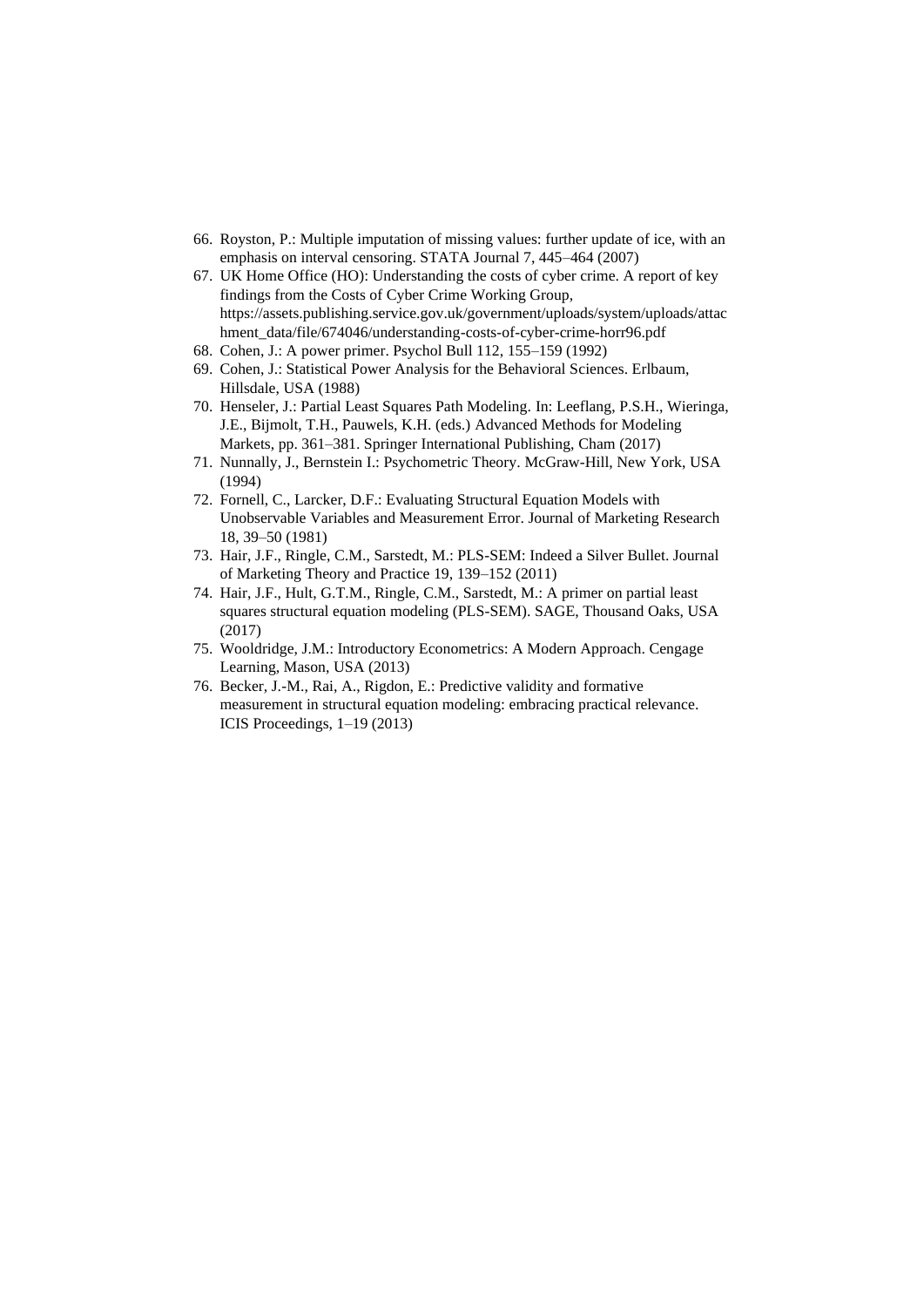66. Royston, P.: Multiple imputation of missing values: further update of ice, with an emphasis on interval censoring. STATA Journal 7, 445–464 (2007)
67. UK Home Office (HO): Understanding the costs of cyber crime. A report of key findings from the Costs of Cyber Crime Working Group, https://assets.publishing.service.gov.uk/government/uploads/system/uploads/attachment_data/file/674046/understanding-costs-of-cyber-crime-horr96.pdf
68. Cohen, J.: A power primer. Psychol Bull 112, 155–159 (1992)
69. Cohen, J.: Statistical Power Analysis for the Behavioral Sciences. Erlbaum, Hillsdale, USA (1988)
70. Henseler, J.: Partial Least Squares Path Modeling. In: Leeflang, P.S.H., Wieringa, J.E., Bijmolt, T.H., Pauwels, K.H. (eds.) Advanced Methods for Modeling Markets, pp. 361–381. Springer International Publishing, Cham (2017)
71. Nunnally, J., Bernstein I.: Psychometric Theory. McGraw-Hill, New York, USA (1994)
72. Fornell, C., Larcker, D.F.: Evaluating Structural Equation Models with Unobservable Variables and Measurement Error. Journal of Marketing Research 18, 39–50 (1981)
73. Hair, J.F., Ringle, C.M., Sarstedt, M.: PLS-SEM: Indeed a Silver Bullet. Journal of Marketing Theory and Practice 19, 139–152 (2011)
74. Hair, J.F., Hult, G.T.M., Ringle, C.M., Sarstedt, M.: A primer on partial least squares structural equation modeling (PLS-SEM). SAGE, Thousand Oaks, USA (2017)
75. Wooldridge, J.M.: Introductory Econometrics: A Modern Approach. Cengage Learning, Mason, USA (2013)
76. Becker, J.-M., Rai, A., Rigdon, E.: Predictive validity and formative measurement in structural equation modeling: embracing practical relevance. ICIS Proceedings, 1–19 (2013)